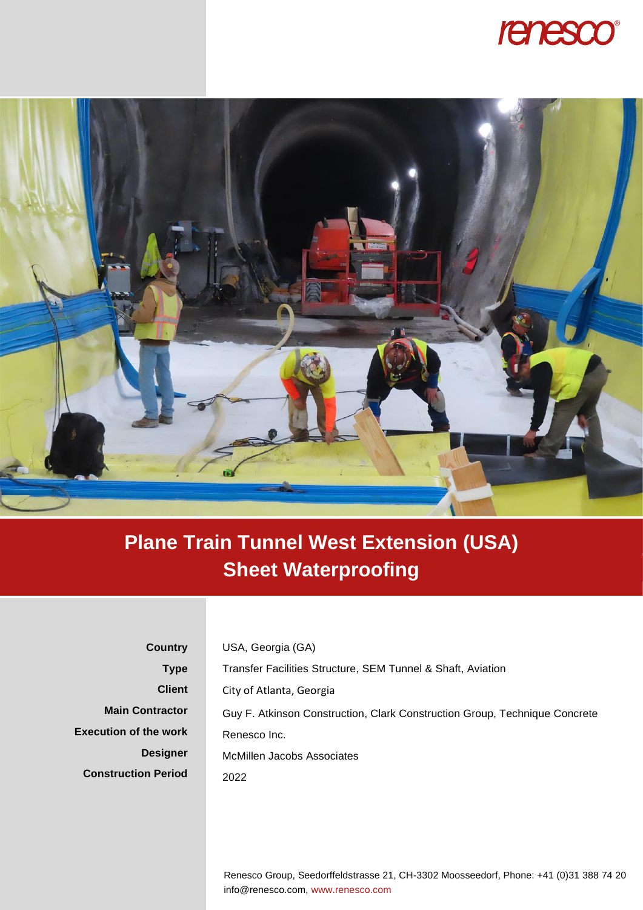# Plane Train Tunnel West Extension (USA)
## Sheet Waterproofing

| | |
|---|---|
| **Country** | USA, Georgia (GA) |
| **Type** | Transfer Facilities Structure, SEM Tunnel & Shaft, Aviation |
| **Client** | City of Atlanta, Georgia |
| **Main Contractor** | Guy F. Atkinson Construction, Clark Construction Group, Technique Concrete |
| **Execution of the work** | Renesco Inc. |
| **Designer** | McMillen Jacobs Associates |
| **Construction Period** | 2022 |

Renesco Group, Seedorffeldstrasse 21, CH-3302 Moosseedorf, Phone: +41 (0)31 388 74 20
info@renesco.com, www.renesco.com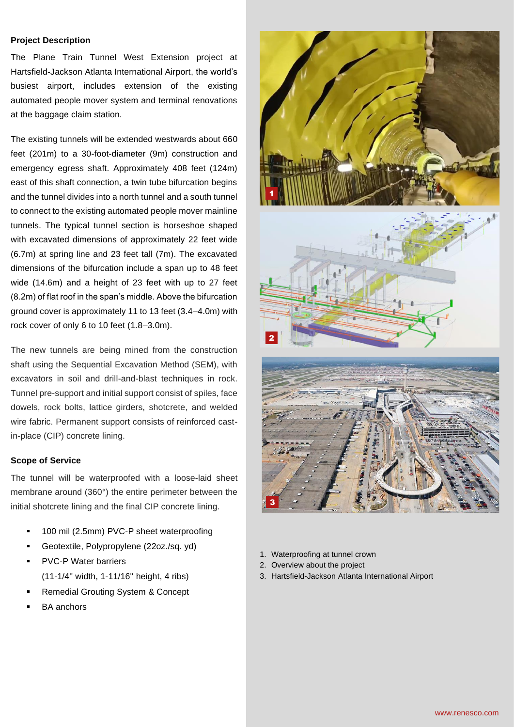## Project Description

The Plane Train Tunnel West Extension project at Hartsfield-Jackson Atlanta International Airport, the world's busiest airport, includes extension of the existing automated people mover system and terminal renovations at the baggage claim station.

The existing tunnels will be extended westwards about 660 feet (201m) to a 30-foot-diameter (9m) construction and emergency egress shaft. Approximately 408 feet (124m) east of this shaft connection, a twin tube bifurcation begins and the tunnel divides into a north tunnel and a south tunnel to connect to the existing automated people mover mainline tunnels. The typical tunnel section is horseshoe shaped with excavated dimensions of approximately 22 feet wide (6.7m) at spring line and 23 feet tall (7m). The excavated dimensions of the bifurcation include a span up to 48 feet wide (14.6m) and a height of 23 feet with up to 27 feet (8.2m) of flat roof in the span's middle. Above the bifurcation ground cover is approximately 11 to 13 feet (3.4–4.0m) with rock cover of only 6 to 10 feet (1.8–3.0m).

The new tunnels are being mined from the construction shaft using the Sequential Excavation Method (SEM), with excavators in soil and drill-and-blast techniques in rock. Tunnel pre-support and initial support consist of spiles, face dowels, rock bolts, lattice girders, shotcrete, and welded wire fabric. Permanent support consists of reinforced cast-in-place (CIP) concrete lining.

## Scope of Service

The tunnel will be waterproofed with a loose-laid sheet membrane around (360°) the entire perimeter between the initial shotcrete lining and the final CIP concrete lining.

- 100 mil (2.5mm) PVC-P sheet waterproofing
- Geotextile, Polypropylene (22oz./sq. yd)
- PVC-P Water barriers
  (11-1/4" width, 1-11/16" height, 4 ribs)
- Remedial Grouting System & Concept
- BA anchors

1. Waterproofing at tunnel crown
2. Overview about the project
3. Hartsfield-Jackson Atlanta International Airport